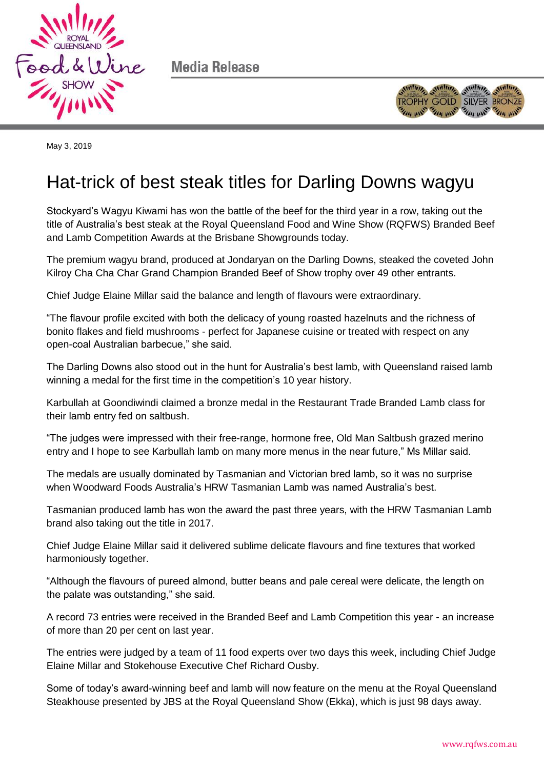Media Release

May 3, 2019

# Hat-trick of best steak titles for Darling Downs wagyu

Stockyard's Wagyu Kiwami has won the battle of the beef for the third year in a row, taking out the title of Australia's best steak at the Royal Queensland Food and Wine Show (RQFWS) Branded Beef and Lamb Competition Awards at the Brisbane Showgrounds today.

The premium wagyu brand, produced at Jondaryan on the Darling Downs, steaked the coveted John Kilroy Cha Cha Char Grand Champion Branded Beef of Show trophy over 49 other entrants.

Chief Judge Elaine Millar said the balance and length of flavours were extraordinary.

"The flavour profile excited with both the delicacy of young roasted hazelnuts and the richness of bonito flakes and field mushrooms - perfect for Japanese cuisine or treated with respect on any open-coal Australian barbecue," she said.

The Darling Downs also stood out in the hunt for Australia's best lamb, with Queensland raised lamb winning a medal for the first time in the competition's 10 year history.

Karbullah at Goondiwindi claimed a bronze medal in the Restaurant Trade Branded Lamb class for their lamb entry fed on saltbush.

"The judges were impressed with their free-range, hormone free, Old Man Saltbush grazed merino entry and I hope to see Karbullah lamb on many more menus in the near future," Ms Millar said.

The medals are usually dominated by Tasmanian and Victorian bred lamb, so it was no surprise when Woodward Foods Australia's HRW Tasmanian Lamb was named Australia's best.

Tasmanian produced lamb has won the award the past three years, with the HRW Tasmanian Lamb brand also taking out the title in 2017.

Chief Judge Elaine Millar said it delivered sublime delicate flavours and fine textures that worked harmoniously together.

"Although the flavours of pureed almond, butter beans and pale cereal were delicate, the length on the palate was outstanding," she said.

A record 73 entries were received in the Branded Beef and Lamb Competition this year - an increase of more than 20 per cent on last year.

The entries were judged by a team of 11 food experts over two days this week, including Chief Judge Elaine Millar and Stokehouse Executive Chef Richard Ousby.

Some of today's award-winning beef and lamb will now feature on the menu at the Royal Queensland Steakhouse presented by JBS at the Royal Queensland Show (Ekka), which is just 98 days away.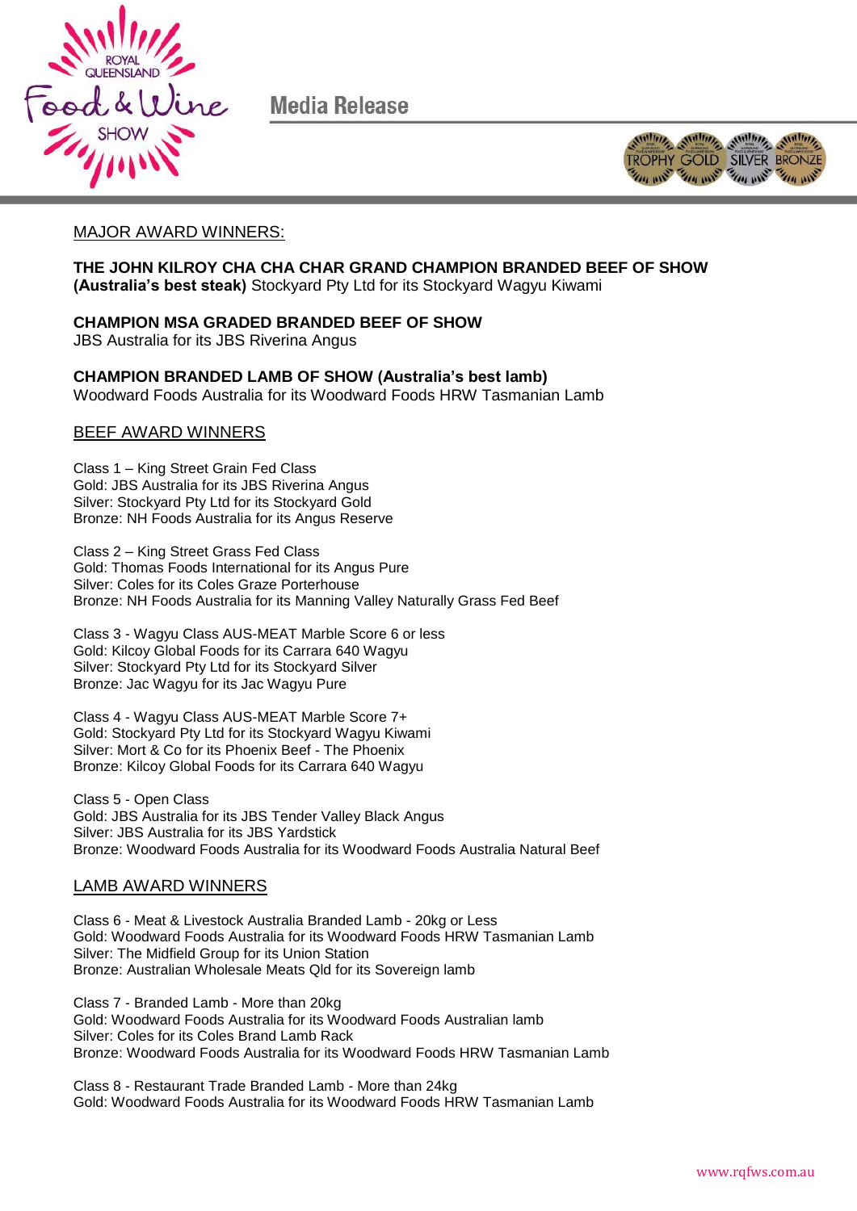Media Release

MAJOR AWARD WINNERS:

**THE JOHN KILROY CHA CHA CHAR GRAND CHAMPION BRANDED BEEF OF SHOW (Australia's best steak)** Stockyard Pty Ltd for its Stockyard Wagyu Kiwami

**CHAMPION MSA GRADED BRANDED BEEF OF SHOW**
JBS Australia for its JBS Riverina Angus

**CHAMPION BRANDED LAMB OF SHOW (Australia's best lamb)**
Woodward Foods Australia for its Woodward Foods HRW Tasmanian Lamb

BEEF AWARD WINNERS

Class 1 – King Street Grain Fed Class
Gold: JBS Australia for its JBS Riverina Angus
Silver: Stockyard Pty Ltd for its Stockyard Gold
Bronze: NH Foods Australia for its Angus Reserve

Class 2 – King Street Grass Fed Class
Gold: Thomas Foods International for its Angus Pure
Silver: Coles for its Coles Graze Porterhouse
Bronze: NH Foods Australia for its Manning Valley Naturally Grass Fed Beef

Class 3 - Wagyu Class AUS-MEAT Marble Score 6 or less
Gold: Kilcoy Global Foods for its Carrara 640 Wagyu
Silver: Stockyard Pty Ltd for its Stockyard Silver
Bronze: Jac Wagyu for its Jac Wagyu Pure

Class 4 - Wagyu Class AUS-MEAT Marble Score 7+
Gold: Stockyard Pty Ltd for its Stockyard Wagyu Kiwami
Silver: Mort & Co for its Phoenix Beef - The Phoenix
Bronze: Kilcoy Global Foods for its Carrara 640 Wagyu

Class 5 - Open Class
Gold: JBS Australia for its JBS Tender Valley Black Angus
Silver: JBS Australia for its JBS Yardstick
Bronze: Woodward Foods Australia for its Woodward Foods Australia Natural Beef

LAMB AWARD WINNERS

Class 6 - Meat & Livestock Australia Branded Lamb - 20kg or Less
Gold: Woodward Foods Australia for its Woodward Foods HRW Tasmanian Lamb
Silver: The Midfield Group for its Union Station
Bronze: Australian Wholesale Meats Qld for its Sovereign lamb

Class 7 - Branded Lamb - More than 20kg
Gold: Woodward Foods Australia for its Woodward Foods Australian lamb
Silver: Coles for its Coles Brand Lamb Rack
Bronze: Woodward Foods Australia for its Woodward Foods HRW Tasmanian Lamb

Class 8 - Restaurant Trade Branded Lamb - More than 24kg
Gold: Woodward Foods Australia for its Woodward Foods HRW Tasmanian Lamb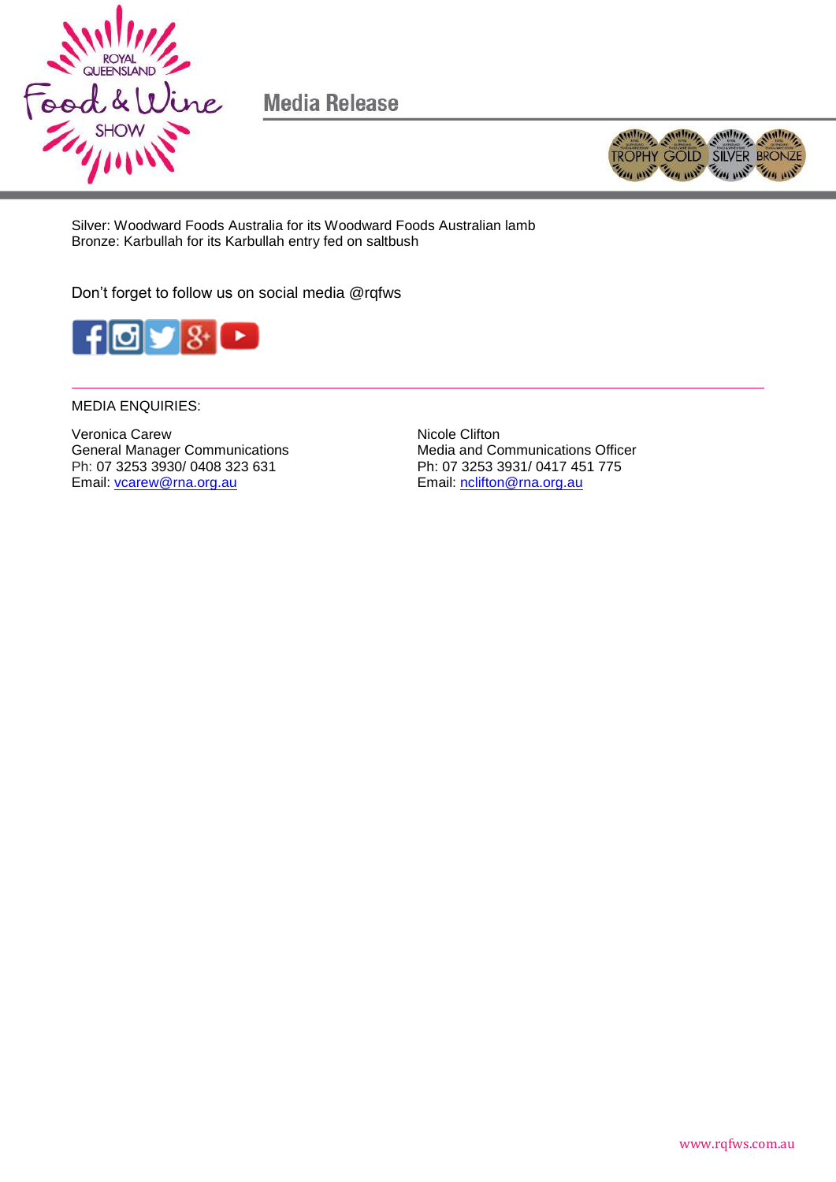Silver: Woodward Foods Australia for its Woodward Foods Australian lamb
Bronze: Karbullah for its Karbullah entry fed on saltbush

Don't forget to follow us on social media @rqfws

---

MEDIA ENQUIRIES:

Veronica Carew
General Manager Communications
Ph: 07 3253 3930/ 0408 323 631
Email: vcarew@rna.org.au

Nicole Clifton
Media and Communications Officer
Ph: 07 3253 3931/ 0417 451 775
Email: nclifton@rna.org.au

www.rqfws.com.au